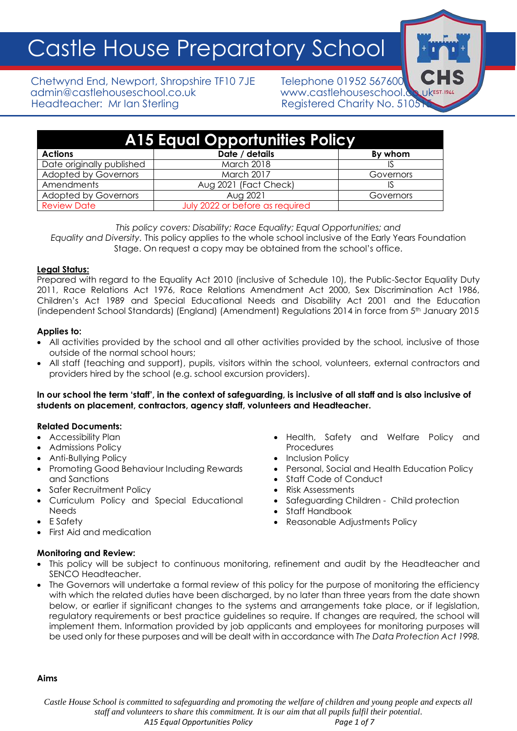# Castle House Preparatory School

Chetwynd End, Newport, Shropshire TF10 7JE
admin@castlehouseschool.co.uk
Headteacher: Mr Ian Sterling

Telephone 01952 567600
www.castlehouseschool.co.uk
Registered Charity No. 510515

## A15 Equal Opportunities Policy

| Actions | Date / details | By whom |
|---|---|---|
| Date originally published | March 2018 | IS |
| Adopted by Governors | March 2017 | Governors |
| Amendments | Aug 2021 (Fact Check) | IS |
| Adopted by Governors | Aug 2021 | Governors |
| Review Date | July 2022 or before as required | |

*This policy covers: Disability; Race Equality; Equal Opportunities; and Equality and Diversity.* This policy applies to the whole school inclusive of the Early Years Foundation Stage. On request a copy may be obtained from the school's office.

**Legal Status:**
Prepared with regard to the Equality Act 2010 (inclusive of Schedule 10), the Public-Sector Equality Duty 2011, Race Relations Act 1976, Race Relations Amendment Act 2000, Sex Discrimination Act 1986, Children's Act 1989 and Special Educational Needs and Disability Act 2001 and the Education (independent School Standards) (England) (Amendment) Regulations 2014 in force from 5th January 2015

**Applies to:**

- All activities provided by the school and all other activities provided by the school, inclusive of those outside of the normal school hours;
- All staff (teaching and support), pupils, visitors within the school, volunteers, external contractors and providers hired by the school (e.g. school excursion providers).

**In our school the term 'staff', in the context of safeguarding, is inclusive of all staff and is also inclusive of students on placement, contractors, agency staff, volunteers and Headteacher.**

**Related Documents:**

- Accessibility Plan
- Admissions Policy
- Anti-Bullying Policy
- Promoting Good Behaviour Including Rewards and Sanctions
- Safer Recruitment Policy
- Curriculum Policy and Special Educational Needs
- E Safety
- First Aid and medication
- Health, Safety and Welfare Policy and Procedures
- Inclusion Policy
- Personal, Social and Health Education Policy
- Staff Code of Conduct
- Risk Assessments
- Safeguarding Children - Child protection
- Staff Handbook
- Reasonable Adjustments Policy

**Monitoring and Review:**

- This policy will be subject to continuous monitoring, refinement and audit by the Headteacher and SENCO Headteacher.
- The Governors will undertake a formal review of this policy for the purpose of monitoring the efficiency with which the related duties have been discharged, by no later than three years from the date shown below, or earlier if significant changes to the systems and arrangements take place, or if legislation, regulatory requirements or best practice guidelines so require. If changes are required, the school will implement them. Information provided by job applicants and employees for monitoring purposes will be used only for these purposes and will be dealt with in accordance with *The Data Protection Act 1998.*

**Aims**

*Castle House School is committed to safeguarding and promoting the welfare of children and young people and expects all staff and volunteers to share this commitment. It is our aim that all pupils fulfil their potential.*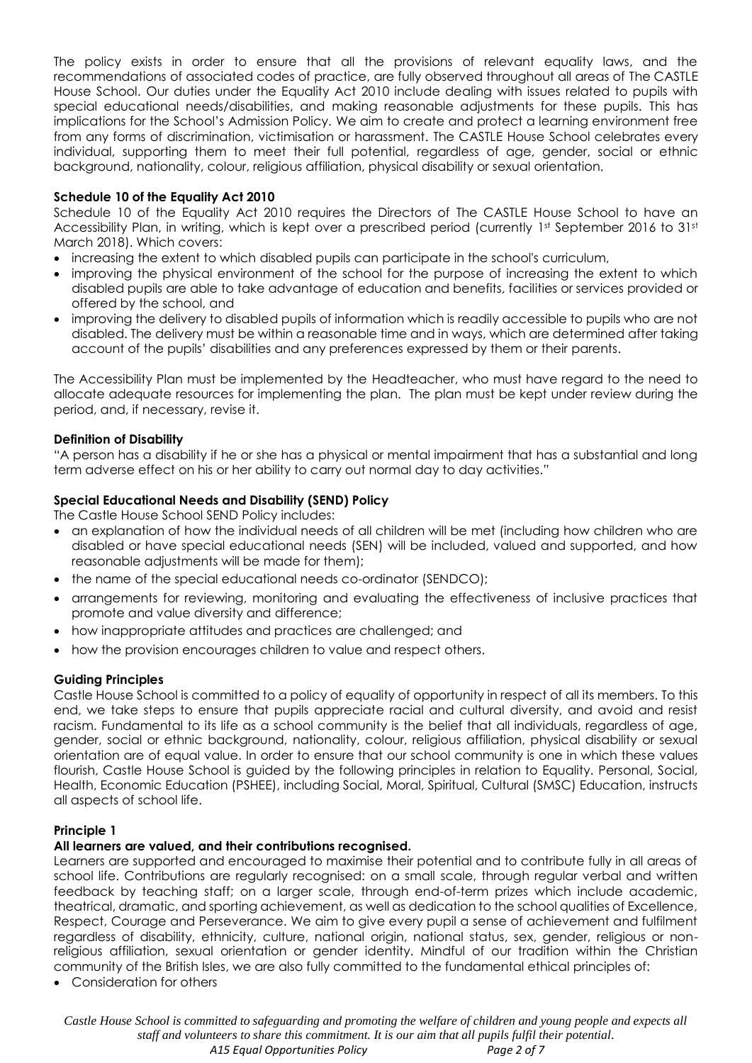The policy exists in order to ensure that all the provisions of relevant equality laws, and the recommendations of associated codes of practice, are fully observed throughout all areas of The CASTLE House School. Our duties under the Equality Act 2010 include dealing with issues related to pupils with special educational needs/disabilities, and making reasonable adjustments for these pupils. This has implications for the School's Admission Policy. We aim to create and protect a learning environment free from any forms of discrimination, victimisation or harassment. The CASTLE House School celebrates every individual, supporting them to meet their full potential, regardless of age, gender, social or ethnic background, nationality, colour, religious affiliation, physical disability or sexual orientation.

**Schedule 10 of the Equality Act 2010**

Schedule 10 of the Equality Act 2010 requires the Directors of The CASTLE House School to have an Accessibility Plan, in writing, which is kept over a prescribed period (currently 1st September 2016 to 31st March 2018). Which covers:

- increasing the extent to which disabled pupils can participate in the school's curriculum,
- improving the physical environment of the school for the purpose of increasing the extent to which disabled pupils are able to take advantage of education and benefits, facilities or services provided or offered by the school, and
- improving the delivery to disabled pupils of information which is readily accessible to pupils who are not disabled. The delivery must be within a reasonable time and in ways, which are determined after taking account of the pupils' disabilities and any preferences expressed by them or their parents.

The Accessibility Plan must be implemented by the Headteacher, who must have regard to the need to allocate adequate resources for implementing the plan. The plan must be kept under review during the period, and, if necessary, revise it.

**Definition of Disability**

"A person has a disability if he or she has a physical or mental impairment that has a substantial and long term adverse effect on his or her ability to carry out normal day to day activities."

**Special Educational Needs and Disability (SEND) Policy**

The Castle House School SEND Policy includes:

- an explanation of how the individual needs of all children will be met (including how children who are disabled or have special educational needs (SEN) will be included, valued and supported, and how reasonable adjustments will be made for them);
- the name of the special educational needs co-ordinator (SENDCO);
- arrangements for reviewing, monitoring and evaluating the effectiveness of inclusive practices that promote and value diversity and difference;
- how inappropriate attitudes and practices are challenged; and
- how the provision encourages children to value and respect others.

**Guiding Principles**

Castle House School is committed to a policy of equality of opportunity in respect of all its members. To this end, we take steps to ensure that pupils appreciate racial and cultural diversity, and avoid and resist racism. Fundamental to its life as a school community is the belief that all individuals, regardless of age, gender, social or ethnic background, nationality, colour, religious affiliation, physical disability or sexual orientation are of equal value. In order to ensure that our school community is one in which these values flourish, Castle House School is guided by the following principles in relation to Equality. Personal, Social, Health, Economic Education (PSHEE), including Social, Moral, Spiritual, Cultural (SMSC) Education, instructs all aspects of school life.

**Principle 1**

**All learners are valued, and their contributions recognised.**

Learners are supported and encouraged to maximise their potential and to contribute fully in all areas of school life. Contributions are regularly recognised: on a small scale, through regular verbal and written feedback by teaching staff; on a larger scale, through end-of-term prizes which include academic, theatrical, dramatic, and sporting achievement, as well as dedication to the school qualities of Excellence, Respect, Courage and Perseverance. We aim to give every pupil a sense of achievement and fulfilment regardless of disability, ethnicity, culture, national origin, national status, sex, gender, religious or non-religious affiliation, sexual orientation or gender identity. Mindful of our tradition within the Christian community of the British Isles, we are also fully committed to the fundamental ethical principles of:

- Consideration for others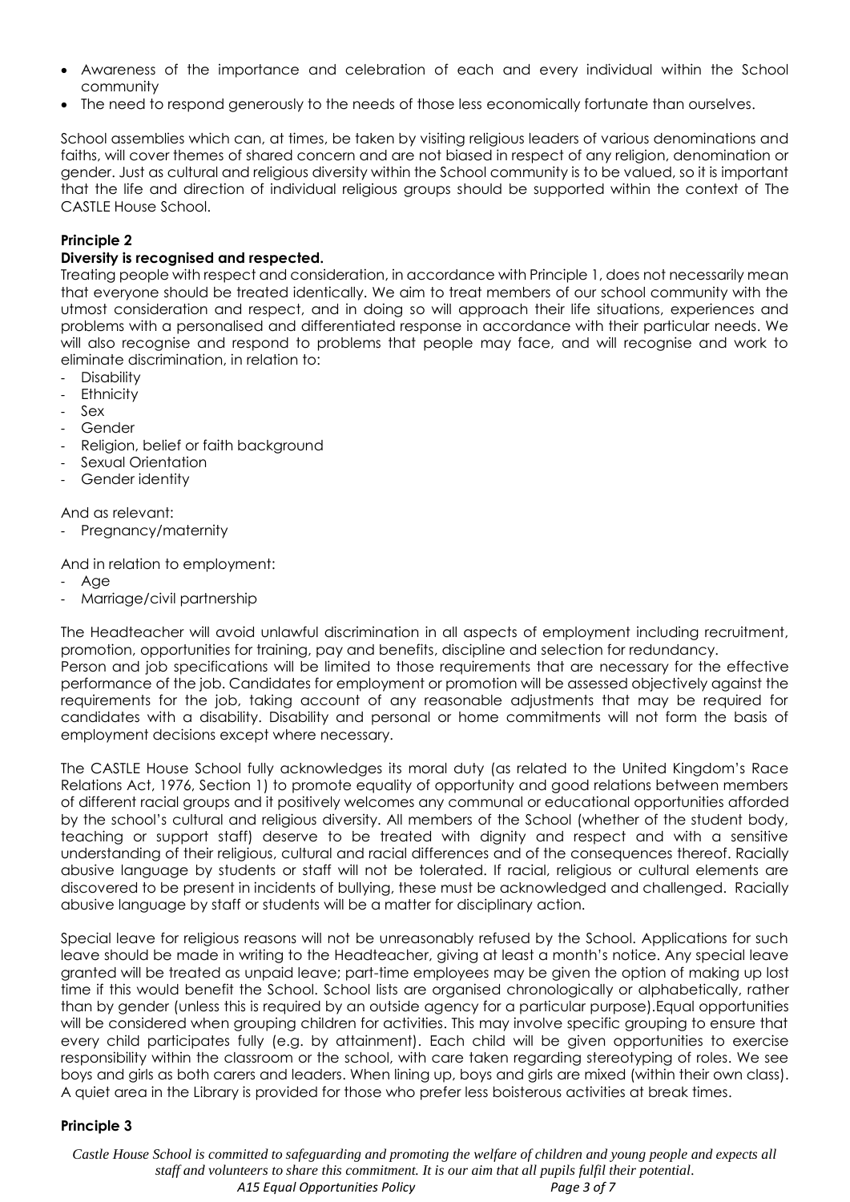- Awareness of the importance and celebration of each and every individual within the School community
- The need to respond generously to the needs of those less economically fortunate than ourselves.

School assemblies which can, at times, be taken by visiting religious leaders of various denominations and faiths, will cover themes of shared concern and are not biased in respect of any religion, denomination or gender. Just as cultural and religious diversity within the School community is to be valued, so it is important that the life and direction of individual religious groups should be supported within the context of The CASTLE House School.

**Principle 2**

**Diversity is recognised and respected.**

Treating people with respect and consideration, in accordance with Principle 1, does not necessarily mean that everyone should be treated identically. We aim to treat members of our school community with the utmost consideration and respect, and in doing so will approach their life situations, experiences and problems with a personalised and differentiated response in accordance with their particular needs. We will also recognise and respond to problems that people may face, and will recognise and work to eliminate discrimination, in relation to:

- Disability
- Ethnicity
- Sex
- Gender
- Religion, belief or faith background
- Sexual Orientation
- Gender identity

And as relevant:

- Pregnancy/maternity

And in relation to employment:

- Age
- Marriage/civil partnership

The Headteacher will avoid unlawful discrimination in all aspects of employment including recruitment, promotion, opportunities for training, pay and benefits, discipline and selection for redundancy.
Person and job specifications will be limited to those requirements that are necessary for the effective performance of the job. Candidates for employment or promotion will be assessed objectively against the requirements for the job, taking account of any reasonable adjustments that may be required for candidates with a disability. Disability and personal or home commitments will not form the basis of employment decisions except where necessary.

The CASTLE House School fully acknowledges its moral duty (as related to the United Kingdom's Race Relations Act, 1976, Section 1) to promote equality of opportunity and good relations between members of different racial groups and it positively welcomes any communal or educational opportunities afforded by the school's cultural and religious diversity. All members of the School (whether of the student body, teaching or support staff) deserve to be treated with dignity and respect and with a sensitive understanding of their religious, cultural and racial differences and of the consequences thereof. Racially abusive language by students or staff will not be tolerated. If racial, religious or cultural elements are discovered to be present in incidents of bullying, these must be acknowledged and challenged. Racially abusive language by staff or students will be a matter for disciplinary action.

Special leave for religious reasons will not be unreasonably refused by the School. Applications for such leave should be made in writing to the Headteacher, giving at least a month's notice. Any special leave granted will be treated as unpaid leave; part-time employees may be given the option of making up lost time if this would benefit the School. School lists are organised chronologically or alphabetically, rather than by gender (unless this is required by an outside agency for a particular purpose).Equal opportunities will be considered when grouping children for activities. This may involve specific grouping to ensure that every child participates fully (e.g. by attainment). Each child will be given opportunities to exercise responsibility within the classroom or the school, with care taken regarding stereotyping of roles. We see boys and girls as both carers and leaders. When lining up, boys and girls are mixed (within their own class). A quiet area in the Library is provided for those who prefer less boisterous activities at break times.

**Principle 3**

*Castle House School is committed to safeguarding and promoting the welfare of children and young people and expects all staff and volunteers to share this commitment. It is our aim that all pupils fulfil their potential.*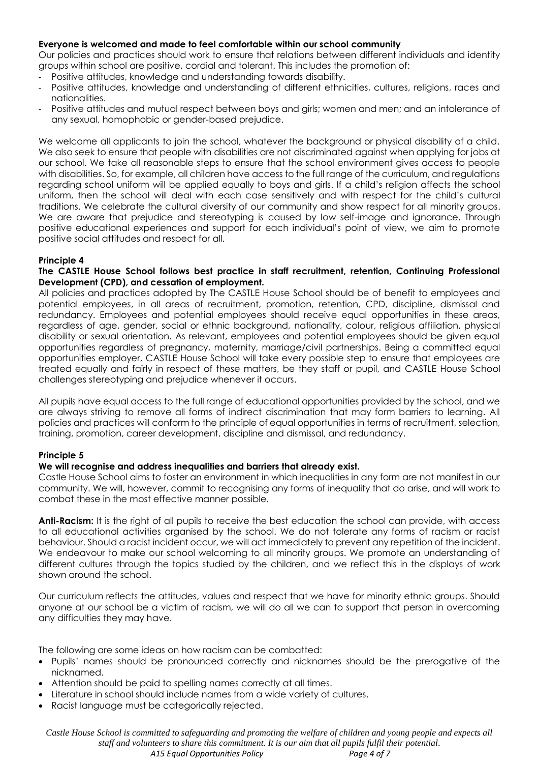**Everyone is welcomed and made to feel comfortable within our school community**

Our policies and practices should work to ensure that relations between different individuals and identity groups within school are positive, cordial and tolerant. This includes the promotion of:

- Positive attitudes, knowledge and understanding towards disability.
- Positive attitudes, knowledge and understanding of different ethnicities, cultures, religions, races and nationalities.
- Positive attitudes and mutual respect between boys and girls; women and men; and an intolerance of any sexual, homophobic or gender-based prejudice.

We welcome all applicants to join the school, whatever the background or physical disability of a child. We also seek to ensure that people with disabilities are not discriminated against when applying for jobs at our school. We take all reasonable steps to ensure that the school environment gives access to people with disabilities. So, for example, all children have access to the full range of the curriculum, and regulations regarding school uniform will be applied equally to boys and girls. If a child's religion affects the school uniform, then the school will deal with each case sensitively and with respect for the child's cultural traditions. We celebrate the cultural diversity of our community and show respect for all minority groups. We are aware that prejudice and stereotyping is caused by low self-image and ignorance. Through positive educational experiences and support for each individual's point of view, we aim to promote positive social attitudes and respect for all.

**Principle 4**

**The CASTLE House School follows best practice in staff recruitment, retention, Continuing Professional Development (CPD), and cessation of employment.**

All policies and practices adopted by The CASTLE House School should be of benefit to employees and potential employees, in all areas of recruitment, promotion, retention, CPD, discipline, dismissal and redundancy. Employees and potential employees should receive equal opportunities in these areas, regardless of age, gender, social or ethnic background, nationality, colour, religious affiliation, physical disability or sexual orientation. As relevant, employees and potential employees should be given equal opportunities regardless of pregnancy, maternity, marriage/civil partnerships. Being a committed equal opportunities employer, CASTLE House School will take every possible step to ensure that employees are treated equally and fairly in respect of these matters, be they staff or pupil, and CASTLE House School challenges stereotyping and prejudice whenever it occurs.

All pupils have equal access to the full range of educational opportunities provided by the school, and we are always striving to remove all forms of indirect discrimination that may form barriers to learning. All policies and practices will conform to the principle of equal opportunities in terms of recruitment, selection, training, promotion, career development, discipline and dismissal, and redundancy.

**Principle 5**

**We will recognise and address inequalities and barriers that already exist.**

Castle House School aims to foster an environment in which inequalities in any form are not manifest in our community. We will, however, commit to recognising any forms of inequality that do arise, and will work to combat these in the most effective manner possible.

**Anti-Racism:** It is the right of all pupils to receive the best education the school can provide, with access to all educational activities organised by the school. We do not tolerate any forms of racism or racist behaviour. Should a racist incident occur, we will act immediately to prevent any repetition of the incident. We endeavour to make our school welcoming to all minority groups. We promote an understanding of different cultures through the topics studied by the children, and we reflect this in the displays of work shown around the school.

Our curriculum reflects the attitudes, values and respect that we have for minority ethnic groups. Should anyone at our school be a victim of racism, we will do all we can to support that person in overcoming any difficulties they may have.

The following are some ideas on how racism can be combatted:

- Pupils' names should be pronounced correctly and nicknames should be the prerogative of the nicknamed.
- Attention should be paid to spelling names correctly at all times.
- Literature in school should include names from a wide variety of cultures.
- Racist language must be categorically rejected.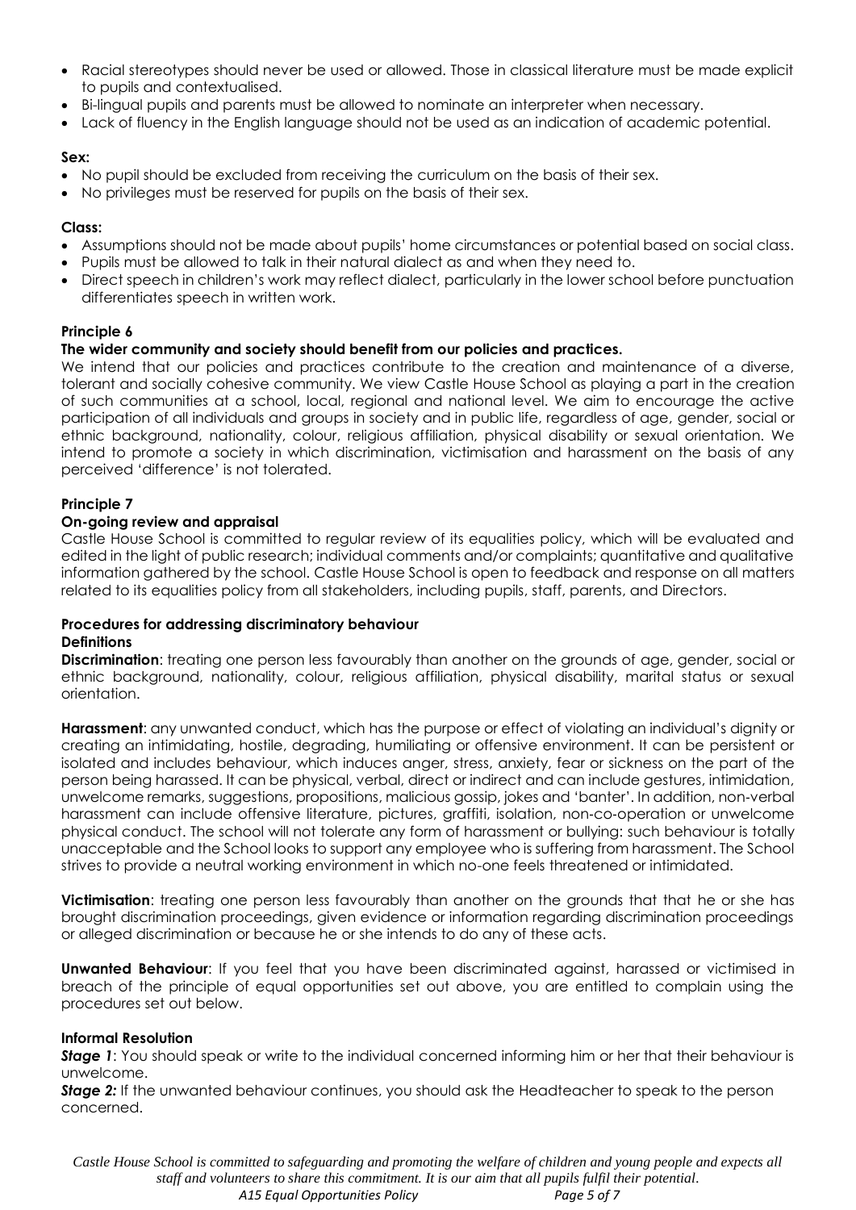- Racial stereotypes should never be used or allowed. Those in classical literature must be made explicit to pupils and contextualised.
- Bi-lingual pupils and parents must be allowed to nominate an interpreter when necessary.
- Lack of fluency in the English language should not be used as an indication of academic potential.

**Sex:**

- No pupil should be excluded from receiving the curriculum on the basis of their sex.
- No privileges must be reserved for pupils on the basis of their sex.

**Class:**

- Assumptions should not be made about pupils' home circumstances or potential based on social class.
- Pupils must be allowed to talk in their natural dialect as and when they need to.
- Direct speech in children's work may reflect dialect, particularly in the lower school before punctuation differentiates speech in written work.

**Principle 6**

**The wider community and society should benefit from our policies and practices.**

We intend that our policies and practices contribute to the creation and maintenance of a diverse, tolerant and socially cohesive community. We view Castle House School as playing a part in the creation of such communities at a school, local, regional and national level. We aim to encourage the active participation of all individuals and groups in society and in public life, regardless of age, gender, social or ethnic background, nationality, colour, religious affiliation, physical disability or sexual orientation. We intend to promote a society in which discrimination, victimisation and harassment on the basis of any perceived 'difference' is not tolerated.

**Principle 7**

**On-going review and appraisal**

Castle House School is committed to regular review of its equalities policy, which will be evaluated and edited in the light of public research; individual comments and/or complaints; quantitative and qualitative information gathered by the school. Castle House School is open to feedback and response on all matters related to its equalities policy from all stakeholders, including pupils, staff, parents, and Directors.

**Procedures for addressing discriminatory behaviour**

**Definitions**

**Discrimination**: treating one person less favourably than another on the grounds of age, gender, social or ethnic background, nationality, colour, religious affiliation, physical disability, marital status or sexual orientation.

**Harassment**: any unwanted conduct, which has the purpose or effect of violating an individual's dignity or creating an intimidating, hostile, degrading, humiliating or offensive environment. It can be persistent or isolated and includes behaviour, which induces anger, stress, anxiety, fear or sickness on the part of the person being harassed. It can be physical, verbal, direct or indirect and can include gestures, intimidation, unwelcome remarks, suggestions, propositions, malicious gossip, jokes and 'banter'. In addition, non-verbal harassment can include offensive literature, pictures, graffiti, isolation, non-co-operation or unwelcome physical conduct. The school will not tolerate any form of harassment or bullying: such behaviour is totally unacceptable and the School looks to support any employee who is suffering from harassment. The School strives to provide a neutral working environment in which no-one feels threatened or intimidated.

**Victimisation**: treating one person less favourably than another on the grounds that that he or she has brought discrimination proceedings, given evidence or information regarding discrimination proceedings or alleged discrimination or because he or she intends to do any of these acts.

**Unwanted Behaviour**: If you feel that you have been discriminated against, harassed or victimised in breach of the principle of equal opportunities set out above, you are entitled to complain using the procedures set out below.

**Informal Resolution**

***Stage 1***: You should speak or write to the individual concerned informing him or her that their behaviour is unwelcome.

***Stage 2:*** If the unwanted behaviour continues, you should ask the Headteacher to speak to the person concerned.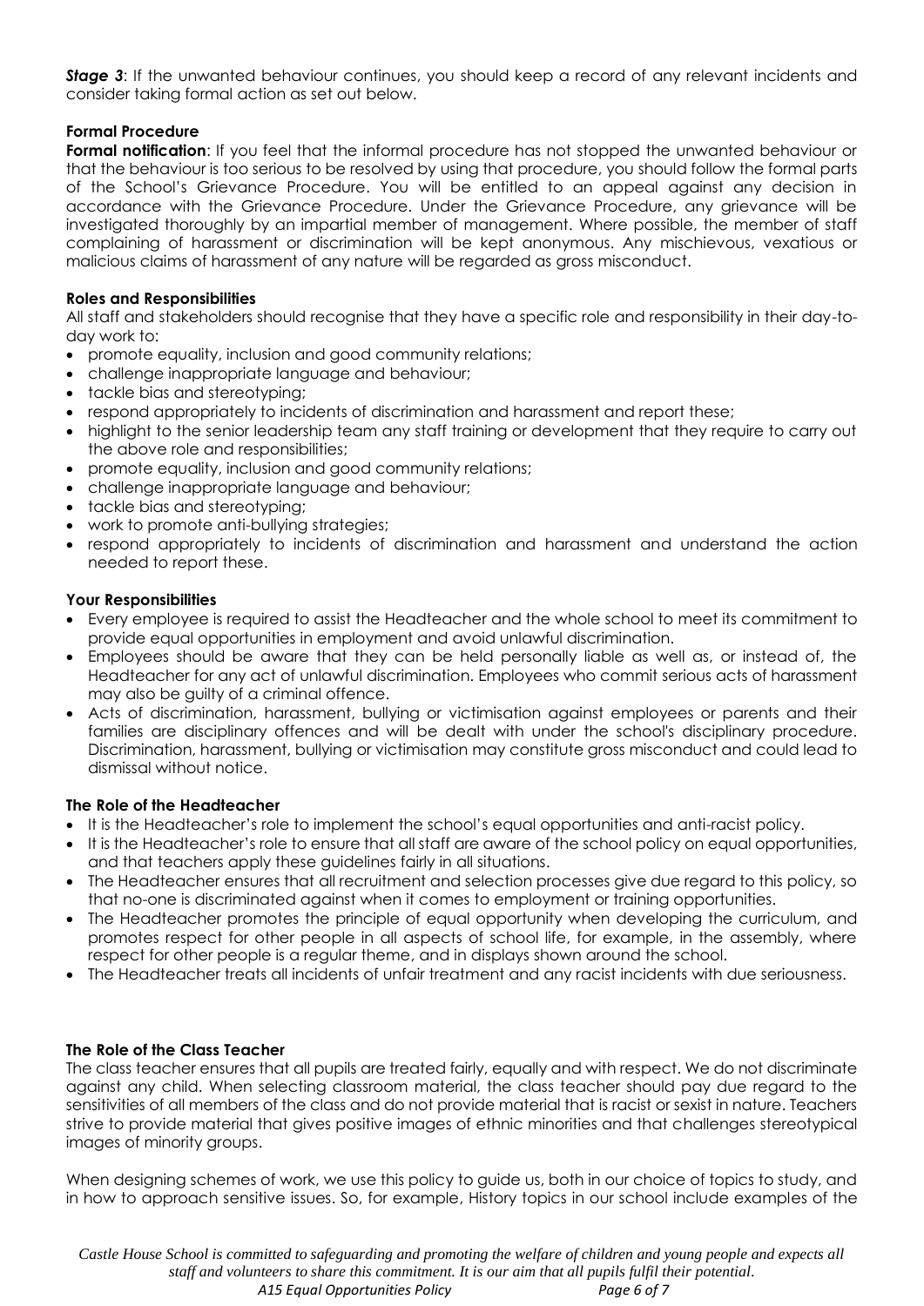***Stage 3***: If the unwanted behaviour continues, you should keep a record of any relevant incidents and consider taking formal action as set out below.

**Formal Procedure**

**Formal notification**: If you feel that the informal procedure has not stopped the unwanted behaviour or that the behaviour is too serious to be resolved by using that procedure, you should follow the formal parts of the School's Grievance Procedure. You will be entitled to an appeal against any decision in accordance with the Grievance Procedure. Under the Grievance Procedure, any grievance will be investigated thoroughly by an impartial member of management. Where possible, the member of staff complaining of harassment or discrimination will be kept anonymous. Any mischievous, vexatious or malicious claims of harassment of any nature will be regarded as gross misconduct.

**Roles and Responsibilities**

All staff and stakeholders should recognise that they have a specific role and responsibility in their day-to-day work to:

- promote equality, inclusion and good community relations;
- challenge inappropriate language and behaviour;
- tackle bias and stereotyping;
- respond appropriately to incidents of discrimination and harassment and report these;
- highlight to the senior leadership team any staff training or development that they require to carry out the above role and responsibilities;
- promote equality, inclusion and good community relations;
- challenge inappropriate language and behaviour;
- tackle bias and stereotyping;
- work to promote anti-bullying strategies;
- respond appropriately to incidents of discrimination and harassment and understand the action needed to report these.

**Your Responsibilities**

- Every employee is required to assist the Headteacher and the whole school to meet its commitment to provide equal opportunities in employment and avoid unlawful discrimination.
- Employees should be aware that they can be held personally liable as well as, or instead of, the Headteacher for any act of unlawful discrimination. Employees who commit serious acts of harassment may also be guilty of a criminal offence.
- Acts of discrimination, harassment, bullying or victimisation against employees or parents and their families are disciplinary offences and will be dealt with under the school's disciplinary procedure. Discrimination, harassment, bullying or victimisation may constitute gross misconduct and could lead to dismissal without notice.

**The Role of the Headteacher**

- It is the Headteacher's role to implement the school's equal opportunities and anti-racist policy.
- It is the Headteacher's role to ensure that all staff are aware of the school policy on equal opportunities, and that teachers apply these guidelines fairly in all situations.
- The Headteacher ensures that all recruitment and selection processes give due regard to this policy, so that no-one is discriminated against when it comes to employment or training opportunities.
- The Headteacher promotes the principle of equal opportunity when developing the curriculum, and promotes respect for other people in all aspects of school life, for example, in the assembly, where respect for other people is a regular theme, and in displays shown around the school.
- The Headteacher treats all incidents of unfair treatment and any racist incidents with due seriousness.

**The Role of the Class Teacher**

The class teacher ensures that all pupils are treated fairly, equally and with respect. We do not discriminate against any child. When selecting classroom material, the class teacher should pay due regard to the sensitivities of all members of the class and do not provide material that is racist or sexist in nature. Teachers strive to provide material that gives positive images of ethnic minorities and that challenges stereotypical images of minority groups.

When designing schemes of work, we use this policy to guide us, both in our choice of topics to study, and in how to approach sensitive issues. So, for example, History topics in our school include examples of the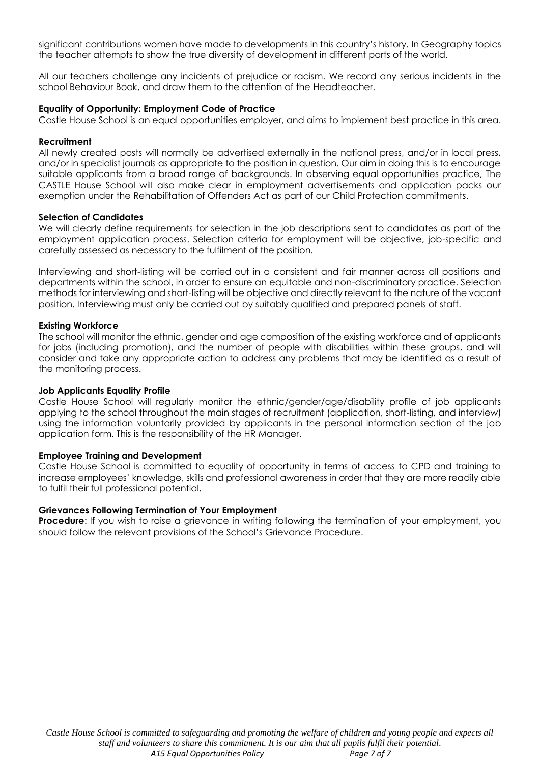significant contributions women have made to developments in this country's history. In Geography topics the teacher attempts to show the true diversity of development in different parts of the world.

All our teachers challenge any incidents of prejudice or racism. We record any serious incidents in the school Behaviour Book, and draw them to the attention of the Headteacher.

**Equality of Opportunity: Employment Code of Practice**

Castle House School is an equal opportunities employer, and aims to implement best practice in this area.

**Recruitment**

All newly created posts will normally be advertised externally in the national press, and/or in local press, and/or in specialist journals as appropriate to the position in question. Our aim in doing this is to encourage suitable applicants from a broad range of backgrounds. In observing equal opportunities practice, The CASTLE House School will also make clear in employment advertisements and application packs our exemption under the Rehabilitation of Offenders Act as part of our Child Protection commitments.

**Selection of Candidates**

We will clearly define requirements for selection in the job descriptions sent to candidates as part of the employment application process. Selection criteria for employment will be objective, job-specific and carefully assessed as necessary to the fulfilment of the position.

Interviewing and short-listing will be carried out in a consistent and fair manner across all positions and departments within the school, in order to ensure an equitable and non-discriminatory practice. Selection methods for interviewing and short-listing will be objective and directly relevant to the nature of the vacant position. Interviewing must only be carried out by suitably qualified and prepared panels of staff.

**Existing Workforce**

The school will monitor the ethnic, gender and age composition of the existing workforce and of applicants for jobs (including promotion), and the number of people with disabilities within these groups, and will consider and take any appropriate action to address any problems that may be identified as a result of the monitoring process.

**Job Applicants Equality Profile**

Castle House School will regularly monitor the ethnic/gender/age/disability profile of job applicants applying to the school throughout the main stages of recruitment (application, short-listing, and interview) using the information voluntarily provided by applicants in the personal information section of the job application form. This is the responsibility of the HR Manager.

**Employee Training and Development**

Castle House School is committed to equality of opportunity in terms of access to CPD and training to increase employees' knowledge, skills and professional awareness in order that they are more readily able to fulfil their full professional potential.

**Grievances Following Termination of Your Employment**

**Procedure**: If you wish to raise a grievance in writing following the termination of your employment, you should follow the relevant provisions of the School's Grievance Procedure.